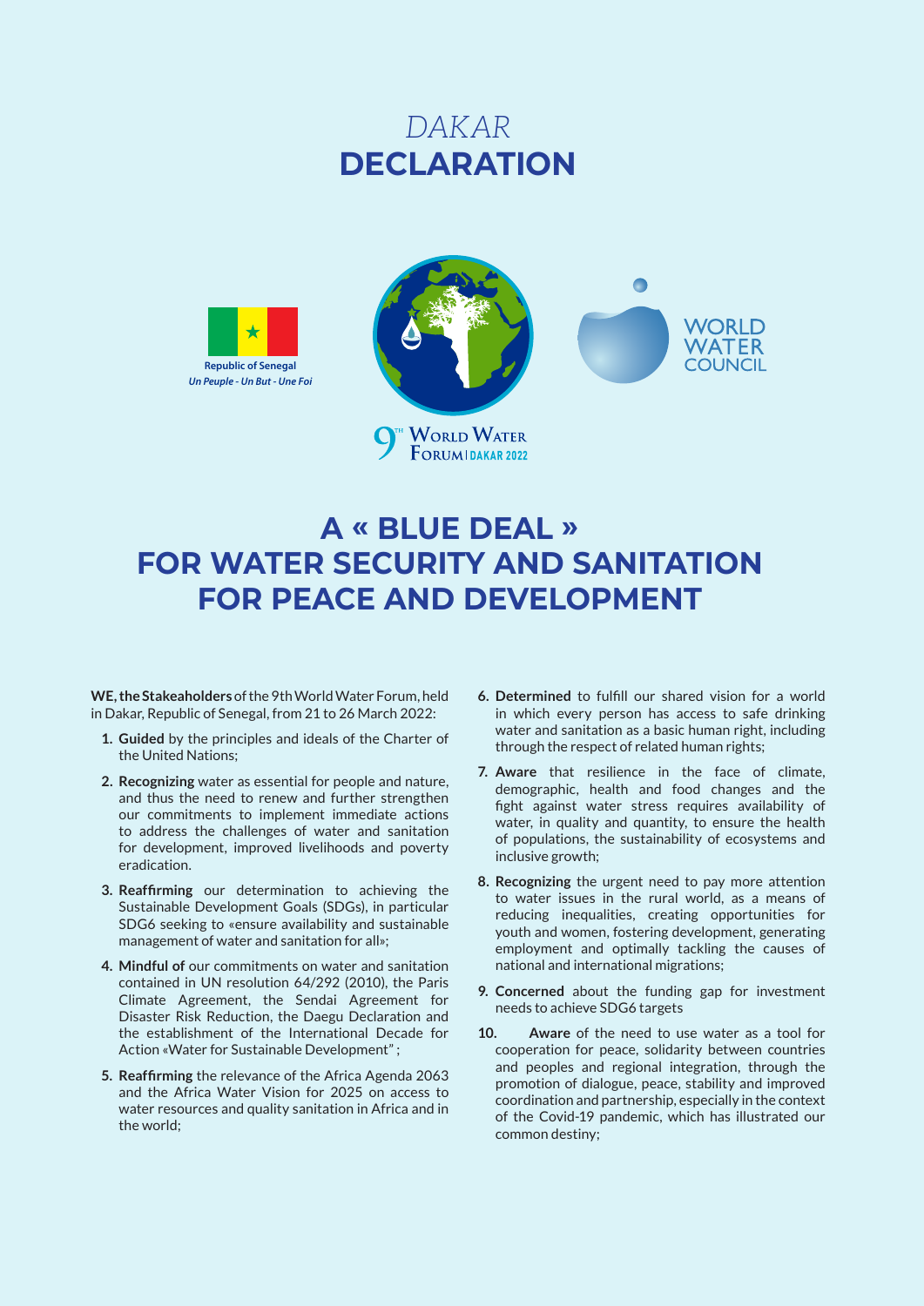# *DAKAR* DECLARATION

Republic of Senegal
*Un Peuple - Un But - Une Foi*

9TH WORLD WATER FORUM | DAKAR 2022

WORLD WATER COUNCIL

## A « BLUE DEAL » FOR WATER SECURITY AND SANITATION FOR PEACE AND DEVELOPMENT

**WE, the Stakeaholders** of the 9th World Water Forum, held in Dakar, Republic of Senegal, from 21 to 26 March 2022:

1. **Guided** by the principles and ideals of the Charter of the United Nations;
2. **Recognizing** water as essential for people and nature, and thus the need to renew and further strengthen our commitments to implement immediate actions to address the challenges of water and sanitation for development, improved livelihoods and poverty eradication.
3. **Reaffirming** our determination to achieving the Sustainable Development Goals (SDGs), in particular SDG6 seeking to «ensure availability and sustainable management of water and sanitation for all»;
4. **Mindful of** our commitments on water and sanitation contained in UN resolution 64/292 (2010), the Paris Climate Agreement, the Sendai Agreement for Disaster Risk Reduction, the Daegu Declaration and the establishment of the International Decade for Action «Water for Sustainable Development" ;
5. **Reaffirming** the relevance of the Africa Agenda 2063 and the Africa Water Vision for 2025 on access to water resources and quality sanitation in Africa and in the world;
6. **Determined** to fulfill our shared vision for a world in which every person has access to safe drinking water and sanitation as a basic human right, including through the respect of related human rights;
7. **Aware** that resilience in the face of climate, demographic, health and food changes and the fight against water stress requires availability of water, in quality and quantity, to ensure the health of populations, the sustainability of ecosystems and inclusive growth;
8. **Recognizing** the urgent need to pay more attention to water issues in the rural world, as a means of reducing inequalities, creating opportunities for youth and women, fostering development, generating employment and optimally tackling the causes of national and international migrations;
9. **Concerned** about the funding gap for investment needs to achieve SDG6 targets
10. **Aware** of the need to use water as a tool for cooperation for peace, solidarity between countries and peoples and regional integration, through the promotion of dialogue, peace, stability and improved coordination and partnership, especially in the context of the Covid-19 pandemic, which has illustrated our common destiny;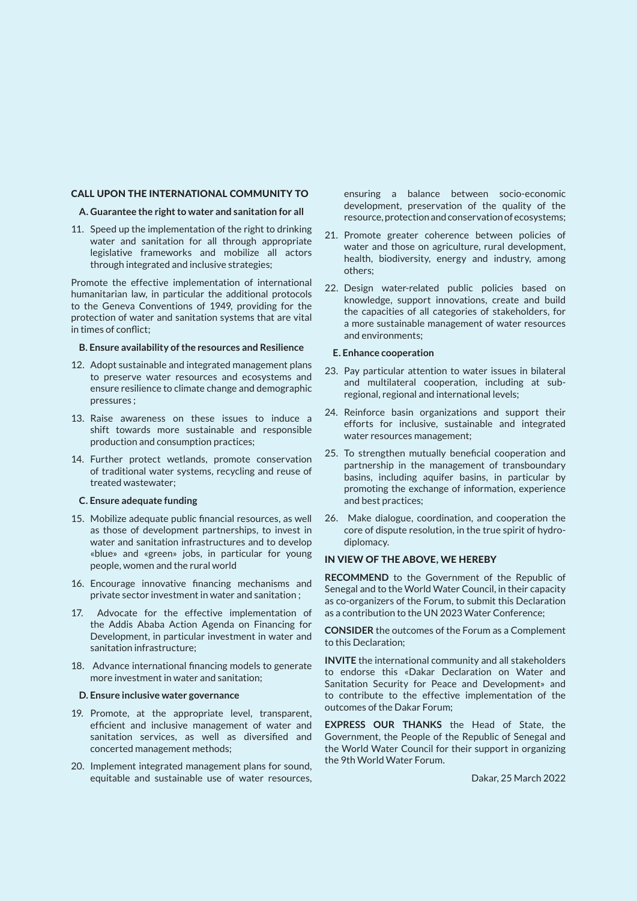**CALL UPON THE INTERNATIONAL COMMUNITY TO**

**A. Guarantee the right to water and sanitation for all**

11. Speed up the implementation of the right to drinking water and sanitation for all through appropriate legislative frameworks and mobilize all actors through integrated and inclusive strategies;

Promote the effective implementation of international humanitarian law, in particular the additional protocols to the Geneva Conventions of 1949, providing for the protection of water and sanitation systems that are vital in times of conflict;

**B. Ensure availability of the resources and Resilience**

12. Adopt sustainable and integrated management plans to preserve water resources and ecosystems and ensure resilience to climate change and demographic pressures ;
13. Raise awareness on these issues to induce a shift towards more sustainable and responsible production and consumption practices;
14. Further protect wetlands, promote conservation of traditional water systems, recycling and reuse of treated wastewater;

**C. Ensure adequate funding**

15. Mobilize adequate public financial resources, as well as those of development partnerships, to invest in water and sanitation infrastructures and to develop «blue» and «green» jobs, in particular for young people, women and the rural world
16. Encourage innovative financing mechanisms and private sector investment in water and sanitation ;
17. Advocate for the effective implementation of the Addis Ababa Action Agenda on Financing for Development, in particular investment in water and sanitation infrastructure;
18. Advance international financing models to generate more investment in water and sanitation;

**D. Ensure inclusive water governance**

19. Promote, at the appropriate level, transparent, efficient and inclusive management of water and sanitation services, as well as diversified and concerted management methods;
20. Implement integrated management plans for sound, equitable and sustainable use of water resources, ensuring a balance between socio-economic development, preservation of the quality of the resource, protection and conservation of ecosystems;
21. Promote greater coherence between policies of water and those on agriculture, rural development, health, biodiversity, energy and industry, among others;
22. Design water-related public policies based on knowledge, support innovations, create and build the capacities of all categories of stakeholders, for a more sustainable management of water resources and environments;

**E. Enhance cooperation**

23. Pay particular attention to water issues in bilateral and multilateral cooperation, including at sub-regional, regional and international levels;
24. Reinforce basin organizations and support their efforts for inclusive, sustainable and integrated water resources management;
25. To strengthen mutually beneficial cooperation and partnership in the management of transboundary basins, including aquifer basins, in particular by promoting the exchange of information, experience and best practices;
26. Make dialogue, coordination, and cooperation the core of dispute resolution, in the true spirit of hydro-diplomacy.

**IN VIEW OF THE ABOVE, WE HEREBY**

**RECOMMEND** to the Government of the Republic of Senegal and to the World Water Council, in their capacity as co-organizers of the Forum, to submit this Declaration as a contribution to the UN 2023 Water Conference;

**CONSIDER** the outcomes of the Forum as a Complement to this Declaration;

**INVITE** the international community and all stakeholders to endorse this «Dakar Declaration on Water and Sanitation Security for Peace and Development» and to contribute to the effective implementation of the outcomes of the Dakar Forum;

**EXPRESS OUR THANKS** the Head of State, the Government, the People of the Republic of Senegal and the World Water Council for their support in organizing the 9th World Water Forum.

Dakar, 25 March 2022